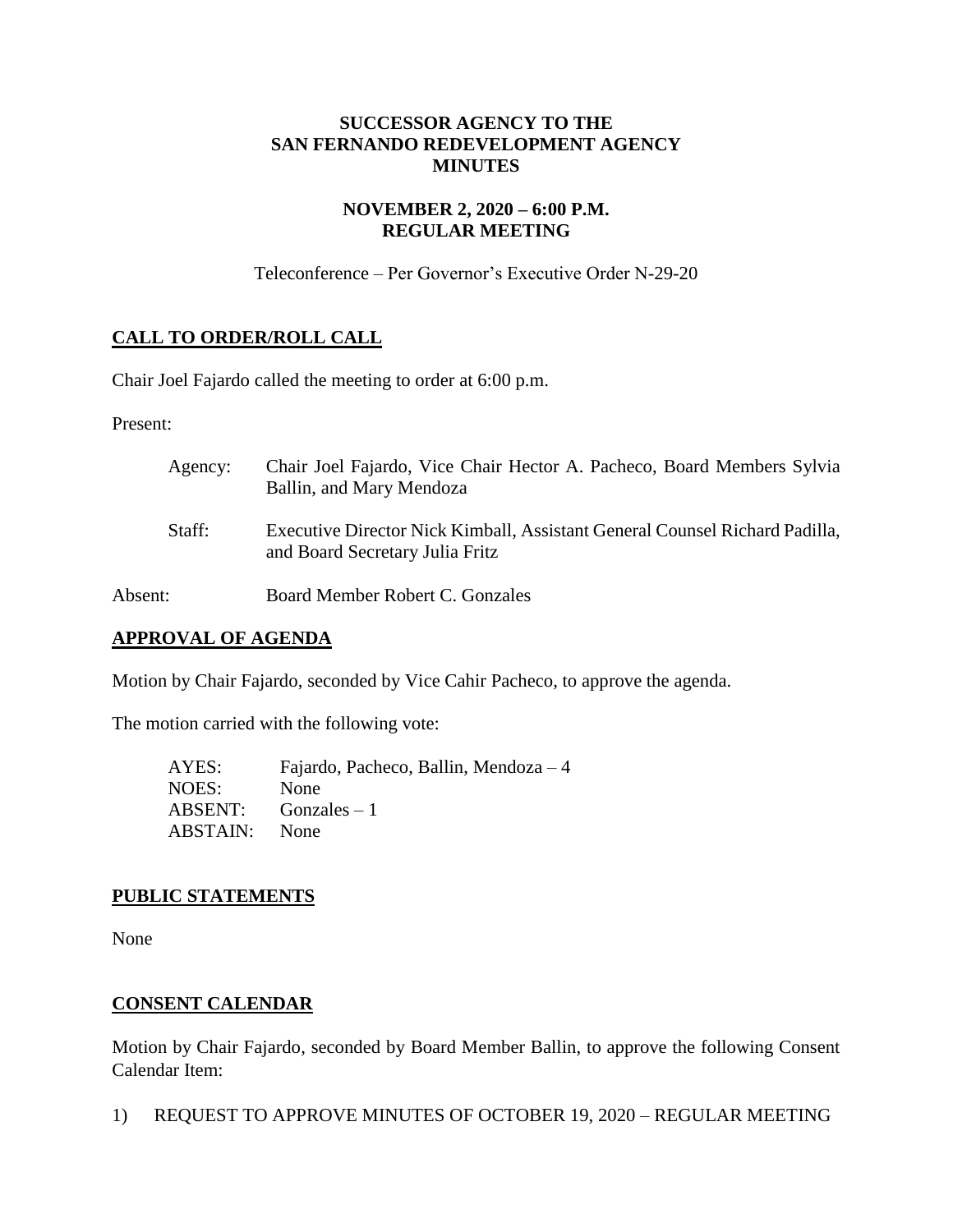# SUCCESSOR AGENCY TO THE SAN FERNANDO REDEVELOPMENT AGENCY MINUTES

## NOVEMBER 2, 2020 – 6:00 P.M. REGULAR MEETING

Teleconference – Per Governor's Executive Order N-29-20

### CALL TO ORDER/ROLL CALL

Chair Joel Fajardo called the meeting to order at 6:00 p.m.

Present:

| | |
|---|---|
| Agency: | Chair Joel Fajardo, Vice Chair Hector A. Pacheco, Board Members Sylvia Ballin, and Mary Mendoza |
| Staff: | Executive Director Nick Kimball, Assistant General Counsel Richard Padilla, and Board Secretary Julia Fritz |
| Absent: | Board Member Robert C. Gonzales |

### APPROVAL OF AGENDA

Motion by Chair Fajardo, seconded by Vice Cahir Pacheco, to approve the agenda.

The motion carried with the following vote:

| | |
|---|---|
| AYES: | Fajardo, Pacheco, Ballin, Mendoza – 4 |
| NOES: | None |
| ABSENT: | Gonzales – 1 |
| ABSTAIN: | None |

### PUBLIC STATEMENTS

None

### CONSENT CALENDAR

Motion by Chair Fajardo, seconded by Board Member Ballin, to approve the following Consent Calendar Item:

1) REQUEST TO APPROVE MINUTES OF OCTOBER 19, 2020 – REGULAR MEETING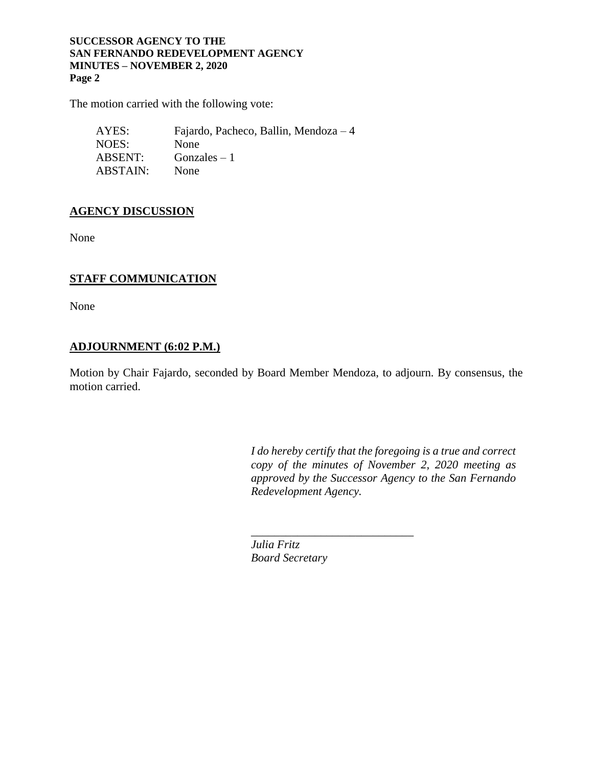The motion carried with the following vote:

| | |
|---|---|
| AYES: | Fajardo, Pacheco, Ballin, Mendoza – 4 |
| NOES: | None |
| ABSENT: | Gonzales – 1 |
| ABSTAIN: | None |

## AGENCY DISCUSSION

None

## STAFF COMMUNICATION

None

## ADJOURNMENT (6:02 P.M.)

Motion by Chair Fajardo, seconded by Board Member Mendoza, to adjourn. By consensus, the motion carried.

*I do hereby certify that the foregoing is a true and correct copy of the minutes of November 2, 2020 meeting as approved by the Successor Agency to the San Fernando Redevelopment Agency.*

___________________________

*Julia Fritz*
*Board Secretary*